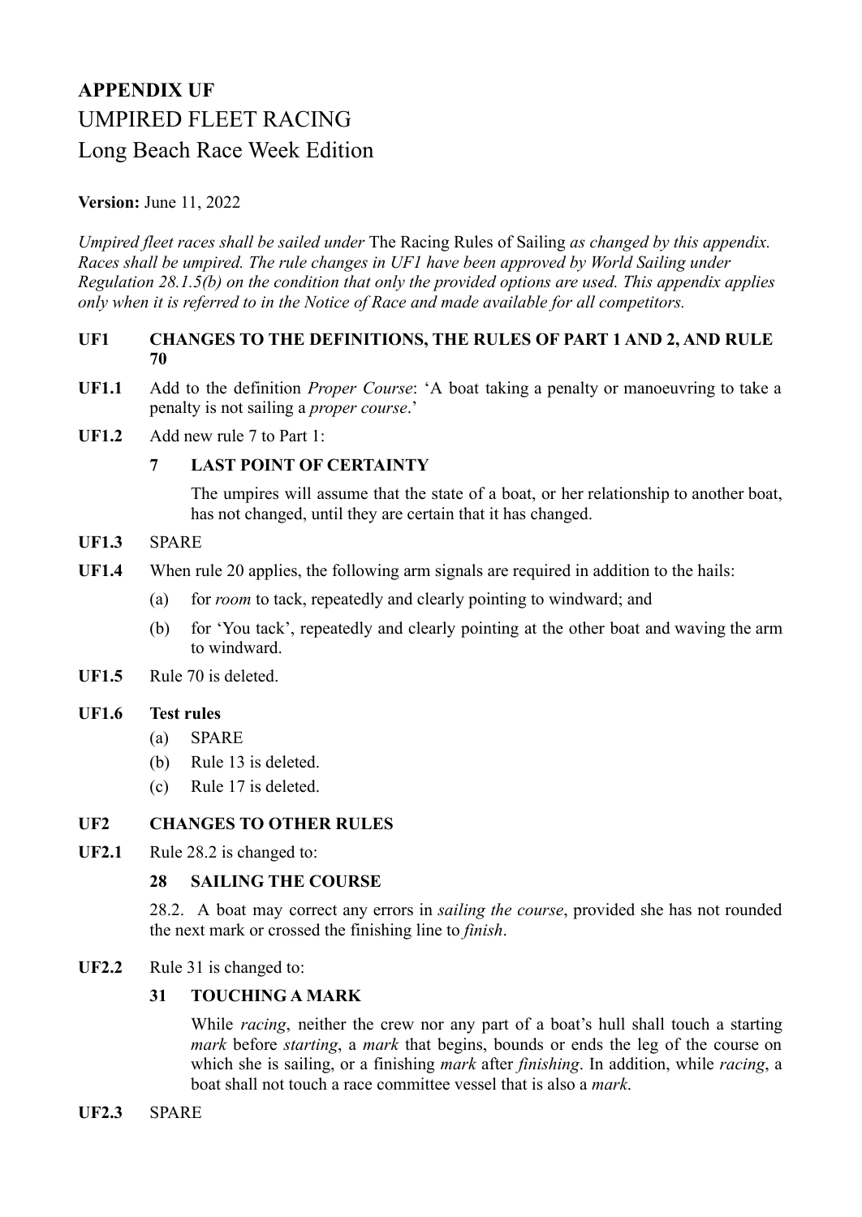# APPENDIX UF
# UMPIRED FLEET RACING
# Long Beach Race Week Edition

**Version:** June 11, 2022

*Umpired fleet races shall be sailed under* The Racing Rules of Sailing *as changed by this appendix. Races shall be umpired. The rule changes in UF1 have been approved by World Sailing under Regulation 28.1.5(b) on the condition that only the provided options are used. This appendix applies only when it is referred to in the Notice of Race and made available for all competitors.*

## UF1 CHANGES TO THE DEFINITIONS, THE RULES OF PART 1 AND 2, AND RULE 70

**UF1.1** Add to the definition *Proper Course*: 'A boat taking a penalty or manoeuvring to take a penalty is not sailing a *proper course*.'

**UF1.2** Add new rule 7 to Part 1:

**7 LAST POINT OF CERTAINTY**

The umpires will assume that the state of a boat, or her relationship to another boat, has not changed, until they are certain that it has changed.

**UF1.3** SPARE

**UF1.4** When rule 20 applies, the following arm signals are required in addition to the hails:

(a) for *room* to tack, repeatedly and clearly pointing to windward; and

(b) for 'You tack', repeatedly and clearly pointing at the other boat and waving the arm to windward.

**UF1.5** Rule 70 is deleted.

**UF1.6 Test rules**

(a) SPARE

(b) Rule 13 is deleted.

(c) Rule 17 is deleted.

## UF2 CHANGES TO OTHER RULES

**UF2.1** Rule 28.2 is changed to:

**28 SAILING THE COURSE**

28.2. A boat may correct any errors in *sailing the course*, provided she has not rounded the next mark or crossed the finishing line to *finish*.

**UF2.2** Rule 31 is changed to:

**31 TOUCHING A MARK**

While *racing*, neither the crew nor any part of a boat's hull shall touch a starting *mark* before *starting*, a *mark* that begins, bounds or ends the leg of the course on which she is sailing, or a finishing *mark* after *finishing*. In addition, while *racing*, a boat shall not touch a race committee vessel that is also a *mark*.

**UF2.3** SPARE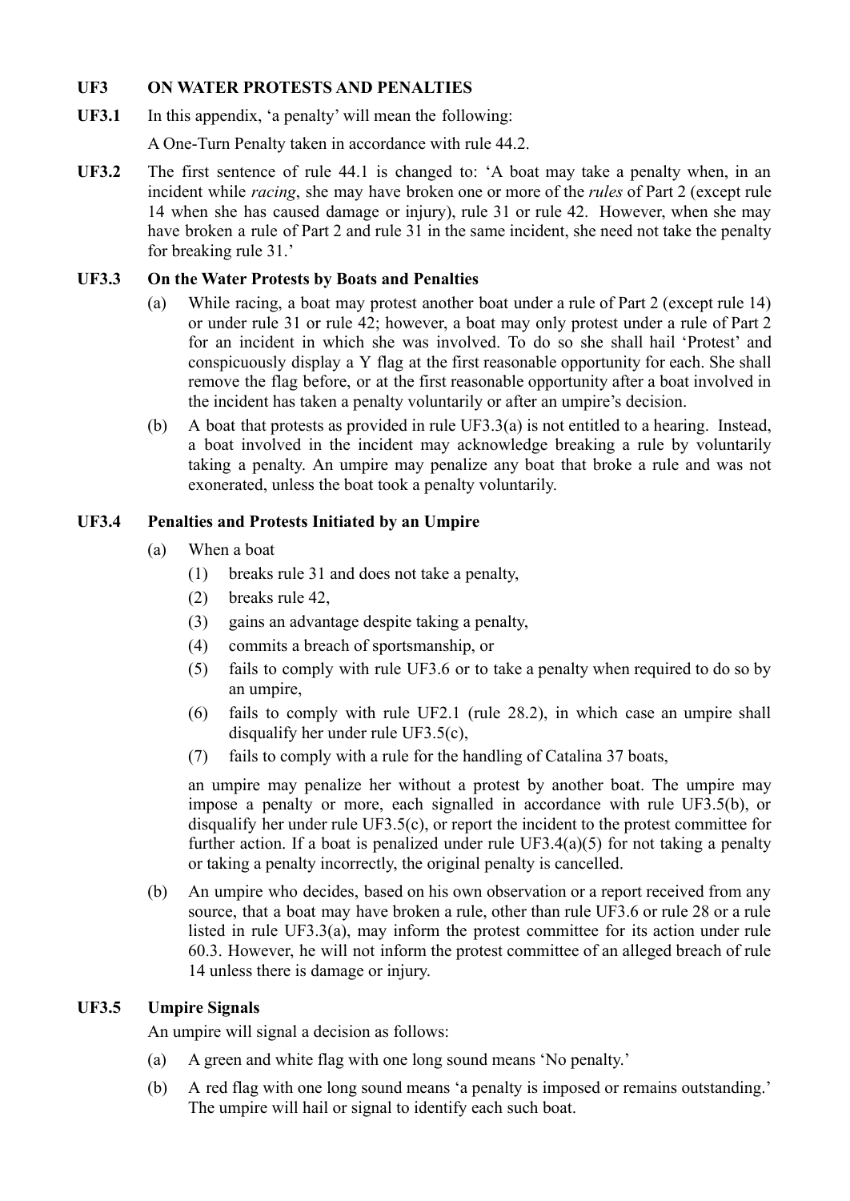## UF3 ON WATER PROTESTS AND PENALTIES

**UF3.1** In this appendix, 'a penalty' will mean the following:

A One-Turn Penalty taken in accordance with rule 44.2.

**UF3.2** The first sentence of rule 44.1 is changed to: 'A boat may take a penalty when, in an incident while *racing*, she may have broken one or more of the *rules* of Part 2 (except rule 14 when she has caused damage or injury), rule 31 or rule 42. However, when she may have broken a rule of Part 2 and rule 31 in the same incident, she need not take the penalty for breaking rule 31.'

### UF3.3 On the Water Protests by Boats and Penalties

(a) While racing, a boat may protest another boat under a rule of Part 2 (except rule 14) or under rule 31 or rule 42; however, a boat may only protest under a rule of Part 2 for an incident in which she was involved. To do so she shall hail 'Protest' and conspicuously display a Y flag at the first reasonable opportunity for each. She shall remove the flag before, or at the first reasonable opportunity after a boat involved in the incident has taken a penalty voluntarily or after an umpire's decision.

(b) A boat that protests as provided in rule UF3.3(a) is not entitled to a hearing. Instead, a boat involved in the incident may acknowledge breaking a rule by voluntarily taking a penalty. An umpire may penalize any boat that broke a rule and was not exonerated, unless the boat took a penalty voluntarily.

### UF3.4 Penalties and Protests Initiated by an Umpire

(a) When a boat

  (1) breaks rule 31 and does not take a penalty,

  (2) breaks rule 42,

  (3) gains an advantage despite taking a penalty,

  (4) commits a breach of sportsmanship, or

  (5) fails to comply with rule UF3.6 or to take a penalty when required to do so by an umpire,

  (6) fails to comply with rule UF2.1 (rule 28.2), in which case an umpire shall disqualify her under rule UF3.5(c),

  (7) fails to comply with a rule for the handling of Catalina 37 boats,

an umpire may penalize her without a protest by another boat. The umpire may impose a penalty or more, each signalled in accordance with rule UF3.5(b), or disqualify her under rule UF3.5(c), or report the incident to the protest committee for further action. If a boat is penalized under rule UF3.4(a)(5) for not taking a penalty or taking a penalty incorrectly, the original penalty is cancelled.

(b) An umpire who decides, based on his own observation or a report received from any source, that a boat may have broken a rule, other than rule UF3.6 or rule 28 or a rule listed in rule UF3.3(a), may inform the protest committee for its action under rule 60.3. However, he will not inform the protest committee of an alleged breach of rule 14 unless there is damage or injury.

### UF3.5 Umpire Signals

An umpire will signal a decision as follows:

(a) A green and white flag with one long sound means 'No penalty.'

(b) A red flag with one long sound means 'a penalty is imposed or remains outstanding.' The umpire will hail or signal to identify each such boat.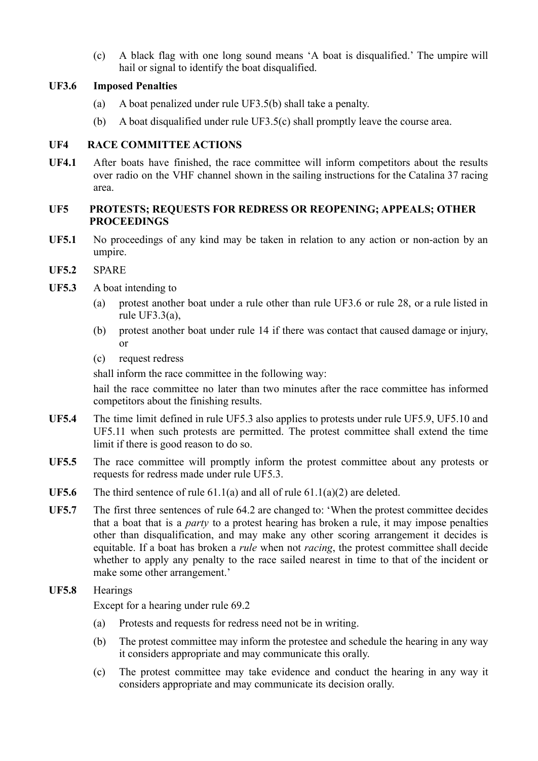(c) A black flag with one long sound means 'A boat is disqualified.' The umpire will hail or signal to identify the boat disqualified.

**UF3.6 Imposed Penalties**

(a) A boat penalized under rule UF3.5(b) shall take a penalty.

(b) A boat disqualified under rule UF3.5(c) shall promptly leave the course area.

## UF4 RACE COMMITTEE ACTIONS

**UF4.1** After boats have finished, the race committee will inform competitors about the results over radio on the VHF channel shown in the sailing instructions for the Catalina 37 racing area.

## UF5 PROTESTS; REQUESTS FOR REDRESS OR REOPENING; APPEALS; OTHER PROCEEDINGS

**UF5.1** No proceedings of any kind may be taken in relation to any action or non-action by an umpire.

**UF5.2** SPARE

**UF5.3** A boat intending to

(a) protest another boat under a rule other than rule UF3.6 or rule 28, or a rule listed in rule UF3.3(a),

(b) protest another boat under rule 14 if there was contact that caused damage or injury, or

(c) request redress

shall inform the race committee in the following way:

hail the race committee no later than two minutes after the race committee has informed competitors about the finishing results.

**UF5.4** The time limit defined in rule UF5.3 also applies to protests under rule UF5.9, UF5.10 and UF5.11 when such protests are permitted. The protest committee shall extend the time limit if there is good reason to do so.

**UF5.5** The race committee will promptly inform the protest committee about any protests or requests for redress made under rule UF5.3.

**UF5.6** The third sentence of rule 61.1(a) and all of rule 61.1(a)(2) are deleted.

**UF5.7** The first three sentences of rule 64.2 are changed to: 'When the protest committee decides that a boat that is a *party* to a protest hearing has broken a rule, it may impose penalties other than disqualification, and may make any other scoring arrangement it decides is equitable. If a boat has broken a *rule* when not *racing*, the protest committee shall decide whether to apply any penalty to the race sailed nearest in time to that of the incident or make some other arrangement.'

**UF5.8** Hearings

Except for a hearing under rule 69.2

(a) Protests and requests for redress need not be in writing.

(b) The protest committee may inform the protestee and schedule the hearing in any way it considers appropriate and may communicate this orally.

(c) The protest committee may take evidence and conduct the hearing in any way it considers appropriate and may communicate its decision orally.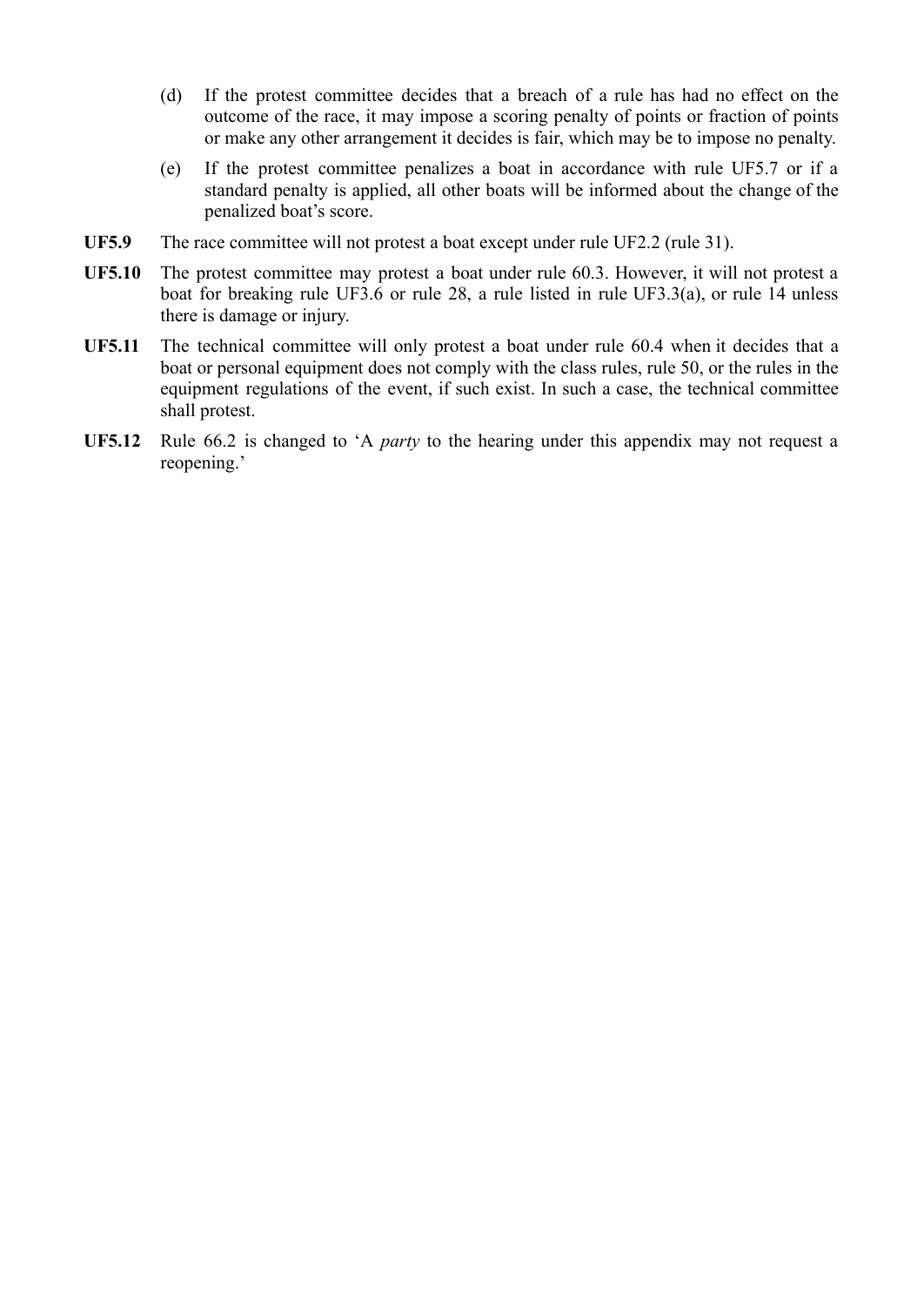(d) If the protest committee decides that a breach of a rule has had no effect on the outcome of the race, it may impose a scoring penalty of points or fraction of points or make any other arrangement it decides is fair, which may be to impose no penalty.

(e) If the protest committee penalizes a boat in accordance with rule UF5.7 or if a standard penalty is applied, all other boats will be informed about the change of the penalized boat's score.

**UF5.9** The race committee will not protest a boat except under rule UF2.2 (rule 31).

**UF5.10** The protest committee may protest a boat under rule 60.3. However, it will not protest a boat for breaking rule UF3.6 or rule 28, a rule listed in rule UF3.3(a), or rule 14 unless there is damage or injury.

**UF5.11** The technical committee will only protest a boat under rule 60.4 when it decides that a boat or personal equipment does not comply with the class rules, rule 50, or the rules in the equipment regulations of the event, if such exist. In such a case, the technical committee shall protest.

**UF5.12** Rule 66.2 is changed to 'A *party* to the hearing under this appendix may not request a reopening.'